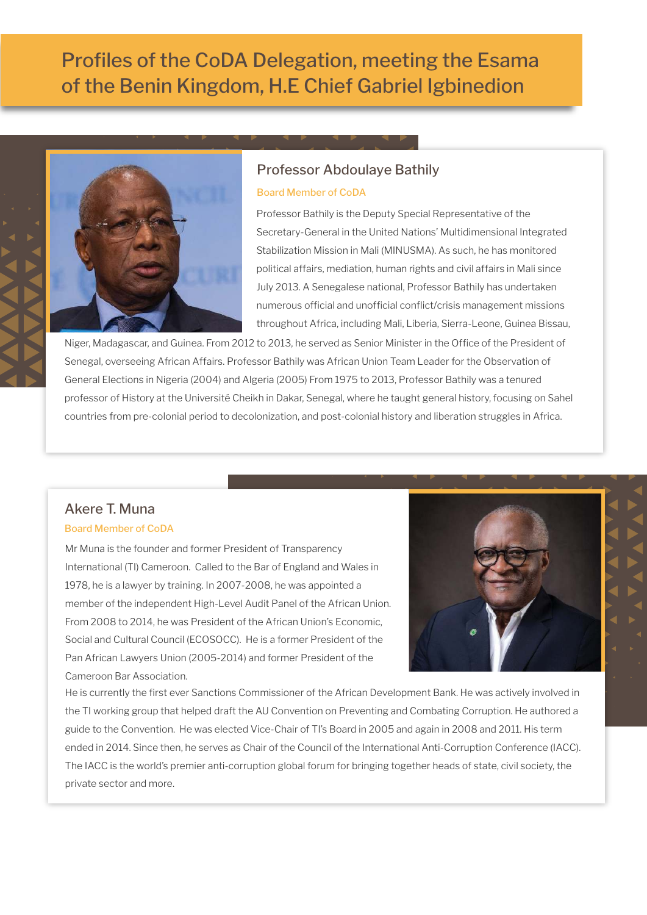# Profiles of the CoDA Delegation, meeting the Esama of the Benin Kingdom, H.E Chief Gabriel Igbinedion

## Professor Abdoulaye Bathily

Board Member of CoDA

Professor Bathily is the Deputy Special Representative of the Secretary-General in the United Nations' Multidimensional Integrated Stabilization Mission in Mali (MINUSMA). As such, he has monitored political affairs, mediation, human rights and civil affairs in Mali since July 2013. A Senegalese national, Professor Bathily has undertaken numerous official and unofficial conflict/crisis management missions throughout Africa, including Mali, Liberia, Sierra-Leone, Guinea Bissau, Niger, Madagascar, and Guinea. From 2012 to 2013, he served as Senior Minister in the Office of the President of Senegal, overseeing African Affairs. Professor Bathily was African Union Team Leader for the Observation of General Elections in Nigeria (2004) and Algeria (2005) From 1975 to 2013, Professor Bathily was a tenured professor of History at the Université Cheikh in Dakar, Senegal, where he taught general history, focusing on Sahel countries from pre-colonial period to decolonization, and post-colonial history and liberation struggles in Africa.

## Akere T. Muna

Board Member of CoDA

Mr Muna is the founder and former President of Transparency International (TI) Cameroon. Called to the Bar of England and Wales in 1978, he is a lawyer by training. In 2007-2008, he was appointed a member of the independent High-Level Audit Panel of the African Union. From 2008 to 2014, he was President of the African Union's Economic, Social and Cultural Council (ECOSOCC). He is a former President of the Pan African Lawyers Union (2005-2014) and former President of the Cameroon Bar Association.

He is currently the first ever Sanctions Commissioner of the African Development Bank. He was actively involved in the TI working group that helped draft the AU Convention on Preventing and Combating Corruption. He authored a guide to the Convention. He was elected Vice-Chair of TI's Board in 2005 and again in 2008 and 2011. His term ended in 2014. Since then, he serves as Chair of the Council of the International Anti-Corruption Conference (IACC). The IACC is the world's premier anti-corruption global forum for bringing together heads of state, civil society, the private sector and more.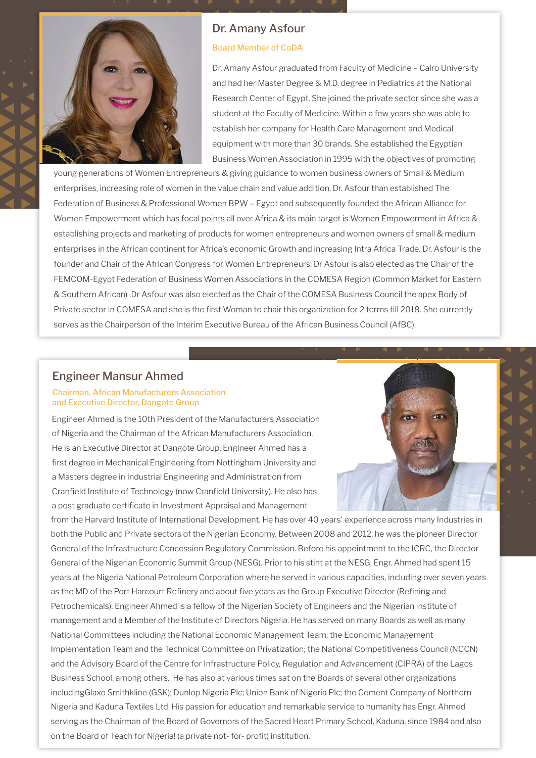## Dr. Amany Asfour

Board Member of CoDA

Dr. Amany Asfour graduated from Faculty of Medicine – Cairo University and had her Master Degree & M.D. degree in Pediatrics at the National Research Center of Egypt. She joined the private sector since she was a student at the Faculty of Medicine. Within a few years she was able to establish her company for Health Care Management and Medical equipment with more than 30 brands. She established the Egyptian Business Women Association in 1995 with the objectives of promoting young generations of Women Entrepreneurs & giving guidance to women business owners of Small & Medium enterprises, increasing role of women in the value chain and value addition. Dr. Asfour than established The Federation of Business & Professional Women BPW – Egypt and subsequently founded the African Alliance for Women Empowerment which has focal points all over Africa & its main target is Women Empowerment in Africa & establishing projects and marketing of products for women entrepreneurs and women owners of small & medium enterprises in the African continent for Africa's economic Growth and increasing Intra Africa Trade. Dr. Asfour is the founder and Chair of the African Congress for Women Entrepreneurs. Dr Asfour is also elected as the Chair of the FEMCOM-Egypt Federation of Business Women Associations in the COMESA Region (Common Market for Eastern & Southern African) .Dr Asfour was also elected as the Chair of the COMESA Business Council the apex Body of Private sector in COMESA and she is the first Woman to chair this organization for 2 terms till 2018. She currently serves as the Chairperson of the Interim Executive Bureau of the African Business Council (AfBC).

## Engineer Mansur Ahmed

Chairman, African Manufacturers Association
and Executive Director, Dangote Group

Engineer Ahmed is the 10th President of the Manufacturers Association of Nigeria and the Chairman of the African Manufacturers Association. He is an Executive Director at Dangote Group. Engineer Ahmed has a first degree in Mechanical Engineering from Nottingham University and a Masters degree in Industrial Engineering and Administration from Cranfield Institute of Technology (now Cranfield University). He also has a post graduate certificate in Investment Appraisal and Management from the Harvard Institute of International Development. He has over 40 years' experience across many Industries in both the Public and Private sectors of the Nigerian Economy. Between 2008 and 2012, he was the pioneer Director General of the Infrastructure Concession Regulatory Commission. Before his appointment to the ICRC, the Director General of the Nigerian Economic Summit Group (NESG). Prior to his stint at the NESG, Engr. Ahmed had spent 15 years at the Nigeria National Petroleum Corporation where he served in various capacities, including over seven years as the MD of the Port Harcourt Refinery and about five years as the Group Executive Director (Refining and Petrochemicals). Engineer Ahmed is a fellow of the Nigerian Society of Engineers and the Nigerian institute of management and a Member of the Institute of Directors Nigeria. He has served on many Boards as well as many National Committees including the National Economic Management Team; the Economic Management Implementation Team and the Technical Committee on Privatization; the National Competitiveness Council (NCCN) and the Advisory Board of the Centre for Infrastructure Policy, Regulation and Advancement (CIPRA) of the Lagos Business School, among others. He has also at various times sat on the Boards of several other organizations includingGlaxo Smithkline (GSK); Dunlop Nigeria Plc; Union Bank of Nigeria Plc; the Cement Company of Northern Nigeria and Kaduna Textiles Ltd. His passion for education and remarkable service to humanity has Engr. Ahmed serving as the Chairman of the Board of Governors of the Sacred Heart Primary School, Kaduna, since 1984 and also on the Board of Teach for Nigeria! (a private not- for- profit) institution.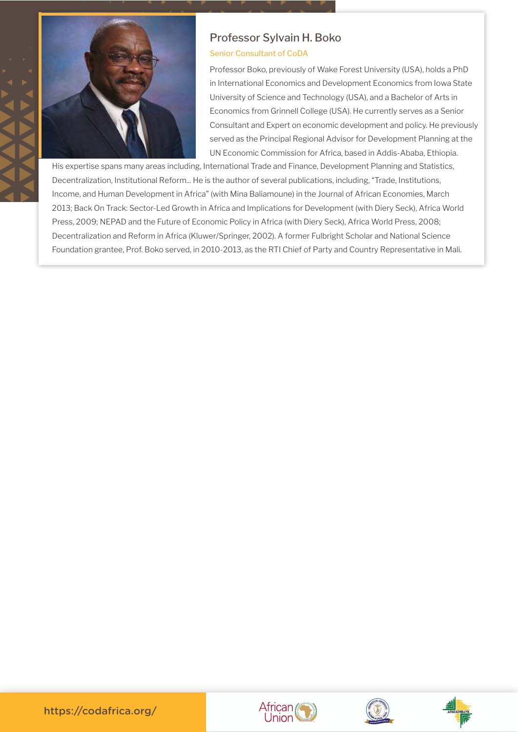## Professor Sylvain H. Boko

Senior Consultant of CoDA

Professor Boko, previously of Wake Forest University (USA), holds a PhD in International Economics and Development Economics from Iowa State University of Science and Technology (USA), and a Bachelor of Arts in Economics from Grinnell College (USA). He currently serves as a Senior Consultant and Expert on economic development and policy. He previously served as the Principal Regional Advisor for Development Planning at the UN Economic Commission for Africa, based in Addis-Ababa, Ethiopia. His expertise spans many areas including, International Trade and Finance, Development Planning and Statistics, Decentralization, Institutional Reform... He is the author of several publications, including, "Trade, Institutions, Income, and Human Development in Africa" (with Mina Baliamoune) in the Journal of African Economies, March 2013; Back On Track: Sector-Led Growth in Africa and Implications for Development (with Diery Seck), Africa World Press, 2009; NEPAD and the Future of Economic Policy in Africa (with Diery Seck), Africa World Press, 2008; Decentralization and Reform in Africa (Kluwer/Springer, 2002). A former Fulbright Scholar and National Science Foundation grantee, Prof. Boko served, in 2010-2013, as the RTI Chief of Party and Country Representative in Mali.

https://codafrica.org/